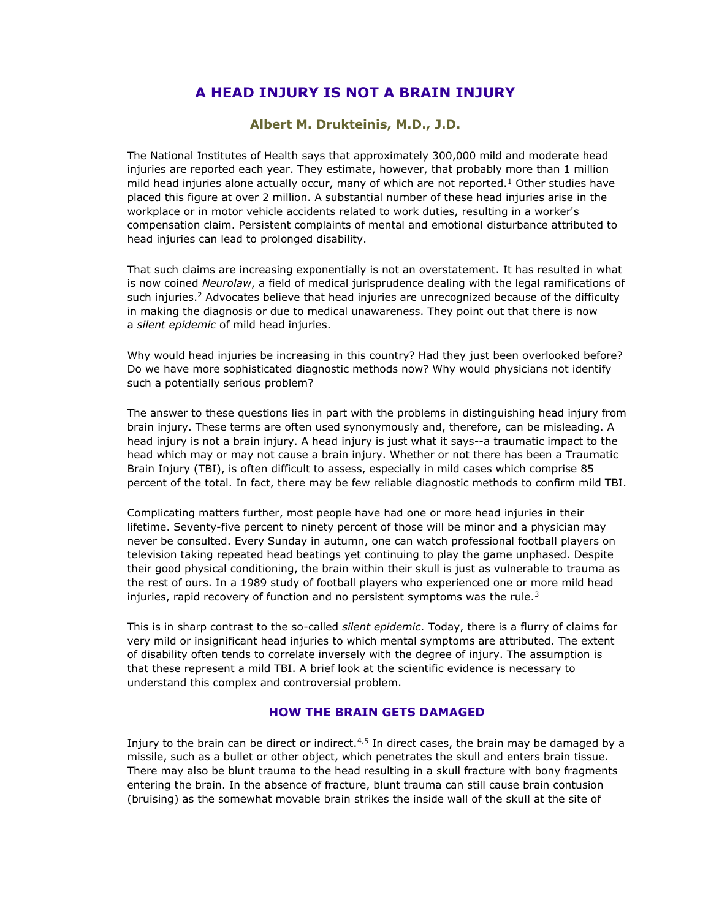# A HEAD INJURY IS NOT A BRAIN INJURY

### Albert M. Drukteinis, M.D., J.D.

The National Institutes of Health says that approximately 300,000 mild and moderate head injuries are reported each year. They estimate, however, that probably more than 1 million mild head injuries alone actually occur, many of which are not reported.[1] Other studies have placed this figure at over 2 million. A substantial number of these head injuries arise in the workplace or in motor vehicle accidents related to work duties, resulting in a worker's compensation claim. Persistent complaints of mental and emotional disturbance attributed to head injuries can lead to prolonged disability.

That such claims are increasing exponentially is not an overstatement. It has resulted in what is now coined *Neurolaw*, a field of medical jurisprudence dealing with the legal ramifications of such injuries.[2] Advocates believe that head injuries are unrecognized because of the difficulty in making the diagnosis or due to medical unawareness. They point out that there is now a *silent epidemic* of mild head injuries.

Why would head injuries be increasing in this country? Had they just been overlooked before? Do we have more sophisticated diagnostic methods now? Why would physicians not identify such a potentially serious problem?

The answer to these questions lies in part with the problems in distinguishing head injury from brain injury. These terms are often used synonymously and, therefore, can be misleading. A head injury is not a brain injury. A head injury is just what it says--a traumatic impact to the head which may or may not cause a brain injury. Whether or not there has been a Traumatic Brain Injury (TBI), is often difficult to assess, especially in mild cases which comprise 85 percent of the total. In fact, there may be few reliable diagnostic methods to confirm mild TBI.

Complicating matters further, most people have had one or more head injuries in their lifetime. Seventy-five percent to ninety percent of those will be minor and a physician may never be consulted. Every Sunday in autumn, one can watch professional football players on television taking repeated head beatings yet continuing to play the game unphased. Despite their good physical conditioning, the brain within their skull is just as vulnerable to trauma as the rest of ours. In a 1989 study of football players who experienced one or more mild head injuries, rapid recovery of function and no persistent symptoms was the rule.[3]

This is in sharp contrast to the so-called *silent epidemic*. Today, there is a flurry of claims for very mild or insignificant head injuries to which mental symptoms are attributed. The extent of disability often tends to correlate inversely with the degree of injury. The assumption is that these represent a mild TBI. A brief look at the scientific evidence is necessary to understand this complex and controversial problem.

## HOW THE BRAIN GETS DAMAGED

Injury to the brain can be direct or indirect.[4,5] In direct cases, the brain may be damaged by a missile, such as a bullet or other object, which penetrates the skull and enters brain tissue. There may also be blunt trauma to the head resulting in a skull fracture with bony fragments entering the brain. In the absence of fracture, blunt trauma can still cause brain contusion (bruising) as the somewhat movable brain strikes the inside wall of the skull at the site of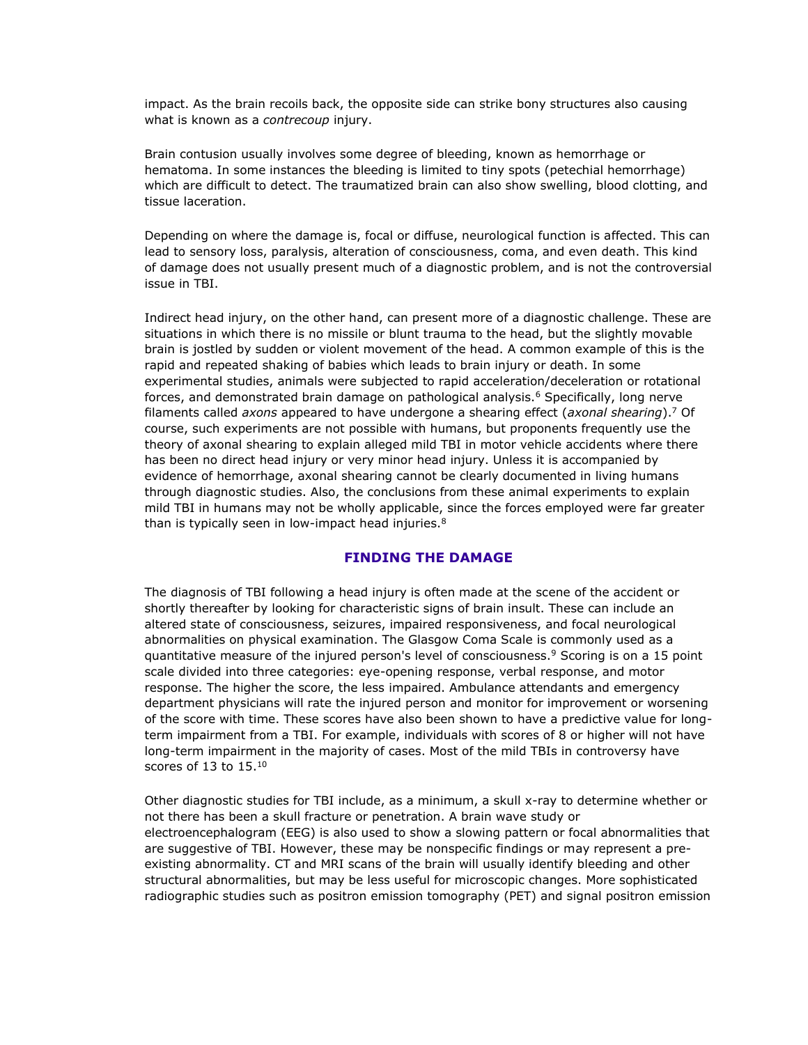impact. As the brain recoils back, the opposite side can strike bony structures also causing what is known as a *contrecoup* injury.

Brain contusion usually involves some degree of bleeding, known as hemorrhage or hematoma. In some instances the bleeding is limited to tiny spots (petechial hemorrhage) which are difficult to detect. The traumatized brain can also show swelling, blood clotting, and tissue laceration.

Depending on where the damage is, focal or diffuse, neurological function is affected. This can lead to sensory loss, paralysis, alteration of consciousness, coma, and even death. This kind of damage does not usually present much of a diagnostic problem, and is not the controversial issue in TBI.

Indirect head injury, on the other hand, can present more of a diagnostic challenge. These are situations in which there is no missile or blunt trauma to the head, but the slightly movable brain is jostled by sudden or violent movement of the head. A common example of this is the rapid and repeated shaking of babies which leads to brain injury or death. In some experimental studies, animals were subjected to rapid acceleration/deceleration or rotational forces, and demonstrated brain damage on pathological analysis.[6] Specifically, long nerve filaments called *axons* appeared to have undergone a shearing effect (*axonal shearing*).[7] Of course, such experiments are not possible with humans, but proponents frequently use the theory of axonal shearing to explain alleged mild TBI in motor vehicle accidents where there has been no direct head injury or very minor head injury. Unless it is accompanied by evidence of hemorrhage, axonal shearing cannot be clearly documented in living humans through diagnostic studies. Also, the conclusions from these animal experiments to explain mild TBI in humans may not be wholly applicable, since the forces employed were far greater than is typically seen in low-impact head injuries.[8]

## FINDING THE DAMAGE

The diagnosis of TBI following a head injury is often made at the scene of the accident or shortly thereafter by looking for characteristic signs of brain insult. These can include an altered state of consciousness, seizures, impaired responsiveness, and focal neurological abnormalities on physical examination. The Glasgow Coma Scale is commonly used as a quantitative measure of the injured person's level of consciousness.[9] Scoring is on a 15 point scale divided into three categories: eye-opening response, verbal response, and motor response. The higher the score, the less impaired. Ambulance attendants and emergency department physicians will rate the injured person and monitor for improvement or worsening of the score with time. These scores have also been shown to have a predictive value for long-term impairment from a TBI. For example, individuals with scores of 8 or higher will not have long-term impairment in the majority of cases. Most of the mild TBIs in controversy have scores of 13 to 15.[10]

Other diagnostic studies for TBI include, as a minimum, a skull x-ray to determine whether or not there has been a skull fracture or penetration. A brain wave study or electroencephalogram (EEG) is also used to show a slowing pattern or focal abnormalities that are suggestive of TBI. However, these may be nonspecific findings or may represent a pre-existing abnormality. CT and MRI scans of the brain will usually identify bleeding and other structural abnormalities, but may be less useful for microscopic changes. More sophisticated radiographic studies such as positron emission tomography (PET) and signal positron emission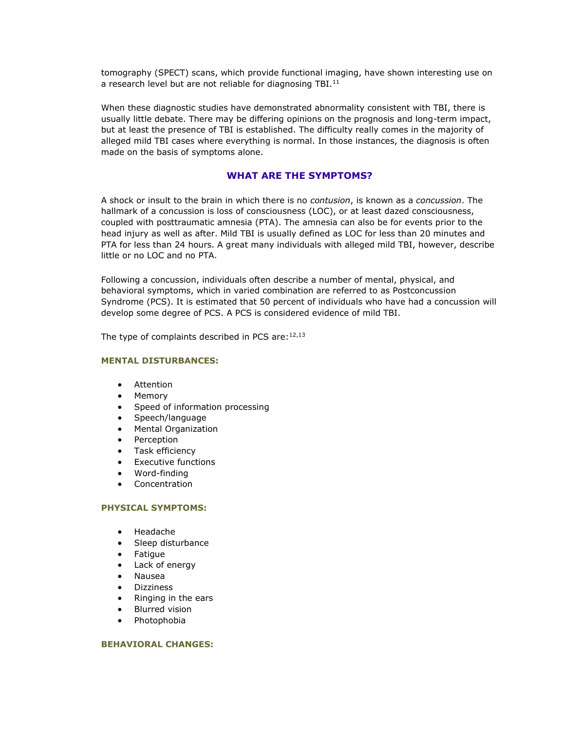tomography (SPECT) scans, which provide functional imaging, have shown interesting use on a research level but are not reliable for diagnosing TBI.[11]

When these diagnostic studies have demonstrated abnormality consistent with TBI, there is usually little debate. There may be differing opinions on the prognosis and long-term impact, but at least the presence of TBI is established. The difficulty really comes in the majority of alleged mild TBI cases where everything is normal. In those instances, the diagnosis is often made on the basis of symptoms alone.

## WHAT ARE THE SYMPTOMS?

A shock or insult to the brain in which there is no *contusion*, is known as a *concussion*. The hallmark of a concussion is loss of consciousness (LOC), or at least dazed consciousness, coupled with posttraumatic amnesia (PTA). The amnesia can also be for events prior to the head injury as well as after. Mild TBI is usually defined as LOC for less than 20 minutes and PTA for less than 24 hours. A great many individuals with alleged mild TBI, however, describe little or no LOC and no PTA.

Following a concussion, individuals often describe a number of mental, physical, and behavioral symptoms, which in varied combination are referred to as Postconcussion Syndrome (PCS). It is estimated that 50 percent of individuals who have had a concussion will develop some degree of PCS. A PCS is considered evidence of mild TBI.

The type of complaints described in PCS are:[12,13]

### MENTAL DISTURBANCES:

- Attention
- Memory
- Speed of information processing
- Speech/language
- Mental Organization
- Perception
- Task efficiency
- Executive functions
- Word-finding
- Concentration

### PHYSICAL SYMPTOMS:

- Headache
- Sleep disturbance
- Fatigue
- Lack of energy
- Nausea
- Dizziness
- Ringing in the ears
- Blurred vision
- Photophobia

### BEHAVIORAL CHANGES: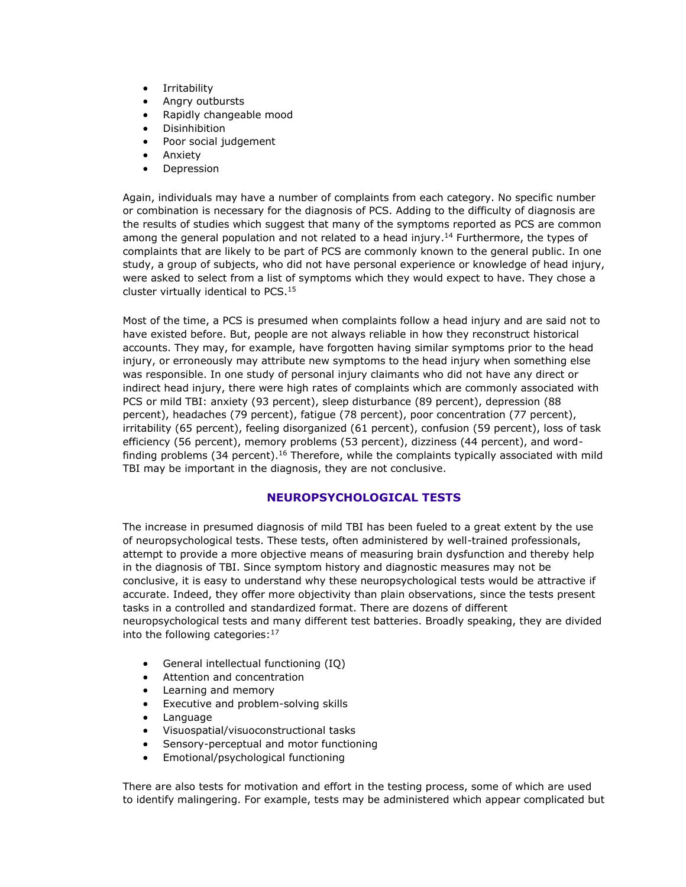- Irritability
- Angry outbursts
- Rapidly changeable mood
- Disinhibition
- Poor social judgement
- Anxiety
- Depression

Again, individuals may have a number of complaints from each category. No specific number or combination is necessary for the diagnosis of PCS. Adding to the difficulty of diagnosis are the results of studies which suggest that many of the symptoms reported as PCS are common among the general population and not related to a head injury.[14] Furthermore, the types of complaints that are likely to be part of PCS are commonly known to the general public. In one study, a group of subjects, who did not have personal experience or knowledge of head injury, were asked to select from a list of symptoms which they would expect to have. They chose a cluster virtually identical to PCS.[15]

Most of the time, a PCS is presumed when complaints follow a head injury and are said not to have existed before. But, people are not always reliable in how they reconstruct historical accounts. They may, for example, have forgotten having similar symptoms prior to the head injury, or erroneously may attribute new symptoms to the head injury when something else was responsible. In one study of personal injury claimants who did not have any direct or indirect head injury, there were high rates of complaints which are commonly associated with PCS or mild TBI: anxiety (93 percent), sleep disturbance (89 percent), depression (88 percent), headaches (79 percent), fatigue (78 percent), poor concentration (77 percent), irritability (65 percent), feeling disorganized (61 percent), confusion (59 percent), loss of task efficiency (56 percent), memory problems (53 percent), dizziness (44 percent), and word-finding problems (34 percent).[16] Therefore, while the complaints typically associated with mild TBI may be important in the diagnosis, they are not conclusive.

## NEUROPSYCHOLOGICAL TESTS

The increase in presumed diagnosis of mild TBI has been fueled to a great extent by the use of neuropsychological tests. These tests, often administered by well-trained professionals, attempt to provide a more objective means of measuring brain dysfunction and thereby help in the diagnosis of TBI. Since symptom history and diagnostic measures may not be conclusive, it is easy to understand why these neuropsychological tests would be attractive if accurate. Indeed, they offer more objectivity than plain observations, since the tests present tasks in a controlled and standardized format. There are dozens of different neuropsychological tests and many different test batteries. Broadly speaking, they are divided into the following categories:[17]

- General intellectual functioning (IQ)
- Attention and concentration
- Learning and memory
- Executive and problem-solving skills
- Language
- Visuospatial/visuoconstructional tasks
- Sensory-perceptual and motor functioning
- Emotional/psychological functioning

There are also tests for motivation and effort in the testing process, some of which are used to identify malingering. For example, tests may be administered which appear complicated but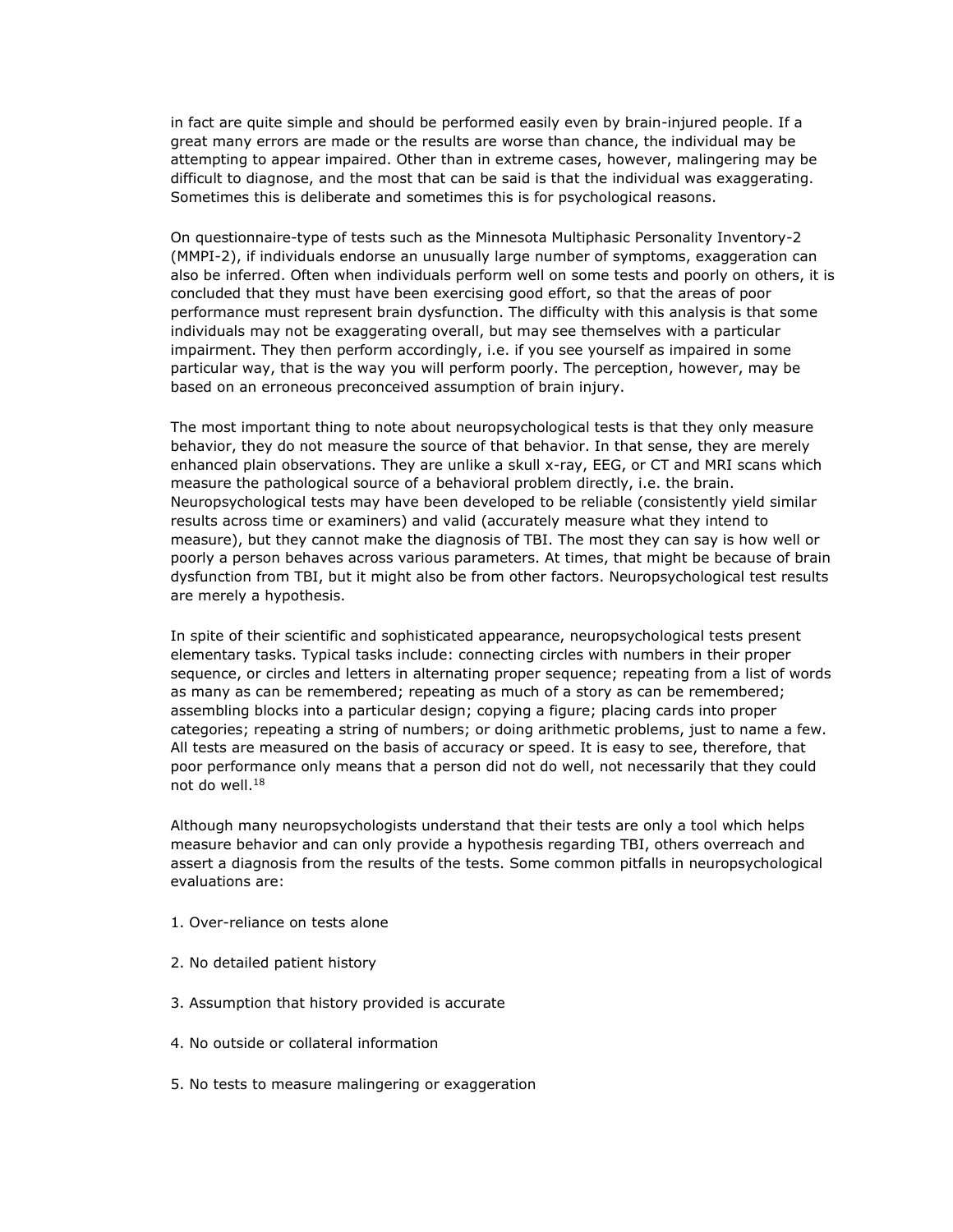in fact are quite simple and should be performed easily even by brain-injured people. If a great many errors are made or the results are worse than chance, the individual may be attempting to appear impaired. Other than in extreme cases, however, malingering may be difficult to diagnose, and the most that can be said is that the individual was exaggerating. Sometimes this is deliberate and sometimes this is for psychological reasons.

On questionnaire-type of tests such as the Minnesota Multiphasic Personality Inventory-2 (MMPI-2), if individuals endorse an unusually large number of symptoms, exaggeration can also be inferred. Often when individuals perform well on some tests and poorly on others, it is concluded that they must have been exercising good effort, so that the areas of poor performance must represent brain dysfunction. The difficulty with this analysis is that some individuals may not be exaggerating overall, but may see themselves with a particular impairment. They then perform accordingly, i.e. if you see yourself as impaired in some particular way, that is the way you will perform poorly. The perception, however, may be based on an erroneous preconceived assumption of brain injury.

The most important thing to note about neuropsychological tests is that they only measure behavior, they do not measure the source of that behavior. In that sense, they are merely enhanced plain observations. They are unlike a skull x-ray, EEG, or CT and MRI scans which measure the pathological source of a behavioral problem directly, i.e. the brain. Neuropsychological tests may have been developed to be reliable (consistently yield similar results across time or examiners) and valid (accurately measure what they intend to measure), but they cannot make the diagnosis of TBI. The most they can say is how well or poorly a person behaves across various parameters. At times, that might be because of brain dysfunction from TBI, but it might also be from other factors. Neuropsychological test results are merely a hypothesis.

In spite of their scientific and sophisticated appearance, neuropsychological tests present elementary tasks. Typical tasks include: connecting circles with numbers in their proper sequence, or circles and letters in alternating proper sequence; repeating from a list of words as many as can be remembered; repeating as much of a story as can be remembered; assembling blocks into a particular design; copying a figure; placing cards into proper categories; repeating a string of numbers; or doing arithmetic problems, just to name a few. All tests are measured on the basis of accuracy or speed. It is easy to see, therefore, that poor performance only means that a person did not do well, not necessarily that they could not do well.[18]

Although many neuropsychologists understand that their tests are only a tool which helps measure behavior and can only provide a hypothesis regarding TBI, others overreach and assert a diagnosis from the results of the tests. Some common pitfalls in neuropsychological evaluations are:

1. Over-reliance on tests alone

2. No detailed patient history

3. Assumption that history provided is accurate

4. No outside or collateral information

5. No tests to measure malingering or exaggeration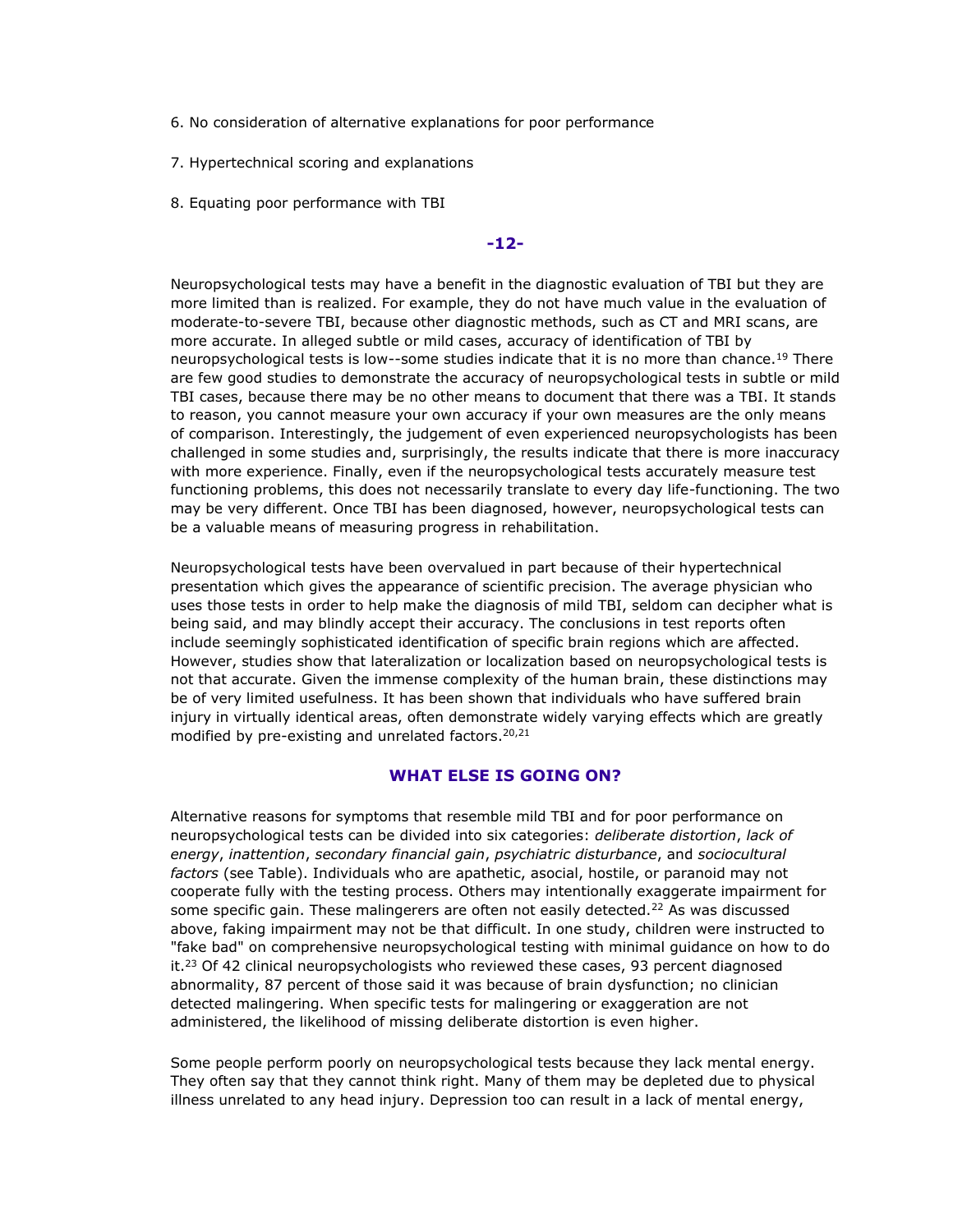6. No consideration of alternative explanations for poor performance

7. Hypertechnical scoring and explanations

8. Equating poor performance with TBI

**-12-**

Neuropsychological tests may have a benefit in the diagnostic evaluation of TBI but they are more limited than is realized. For example, they do not have much value in the evaluation of moderate-to-severe TBI, because other diagnostic methods, such as CT and MRI scans, are more accurate. In alleged subtle or mild cases, accuracy of identification of TBI by neuropsychological tests is low--some studies indicate that it is no more than chance.[19] There are few good studies to demonstrate the accuracy of neuropsychological tests in subtle or mild TBI cases, because there may be no other means to document that there was a TBI. It stands to reason, you cannot measure your own accuracy if your own measures are the only means of comparison. Interestingly, the judgement of even experienced neuropsychologists has been challenged in some studies and, surprisingly, the results indicate that there is more inaccuracy with more experience. Finally, even if the neuropsychological tests accurately measure test functioning problems, this does not necessarily translate to every day life-functioning. The two may be very different. Once TBI has been diagnosed, however, neuropsychological tests can be a valuable means of measuring progress in rehabilitation.

Neuropsychological tests have been overvalued in part because of their hypertechnical presentation which gives the appearance of scientific precision. The average physician who uses those tests in order to help make the diagnosis of mild TBI, seldom can decipher what is being said, and may blindly accept their accuracy. The conclusions in test reports often include seemingly sophisticated identification of specific brain regions which are affected. However, studies show that lateralization or localization based on neuropsychological tests is not that accurate. Given the immense complexity of the human brain, these distinctions may be of very limited usefulness. It has been shown that individuals who have suffered brain injury in virtually identical areas, often demonstrate widely varying effects which are greatly modified by pre-existing and unrelated factors.[20,21]

## WHAT ELSE IS GOING ON?

Alternative reasons for symptoms that resemble mild TBI and for poor performance on neuropsychological tests can be divided into six categories: *deliberate distortion*, *lack of energy*, *inattention*, *secondary financial gain*, *psychiatric disturbance*, and *sociocultural factors* (see Table). Individuals who are apathetic, asocial, hostile, or paranoid may not cooperate fully with the testing process. Others may intentionally exaggerate impairment for some specific gain. These malingerers are often not easily detected.[22] As was discussed above, faking impairment may not be that difficult. In one study, children were instructed to "fake bad" on comprehensive neuropsychological testing with minimal guidance on how to do it.[23] Of 42 clinical neuropsychologists who reviewed these cases, 93 percent diagnosed abnormality, 87 percent of those said it was because of brain dysfunction; no clinician detected malingering. When specific tests for malingering or exaggeration are not administered, the likelihood of missing deliberate distortion is even higher.

Some people perform poorly on neuropsychological tests because they lack mental energy. They often say that they cannot think right. Many of them may be depleted due to physical illness unrelated to any head injury. Depression too can result in a lack of mental energy,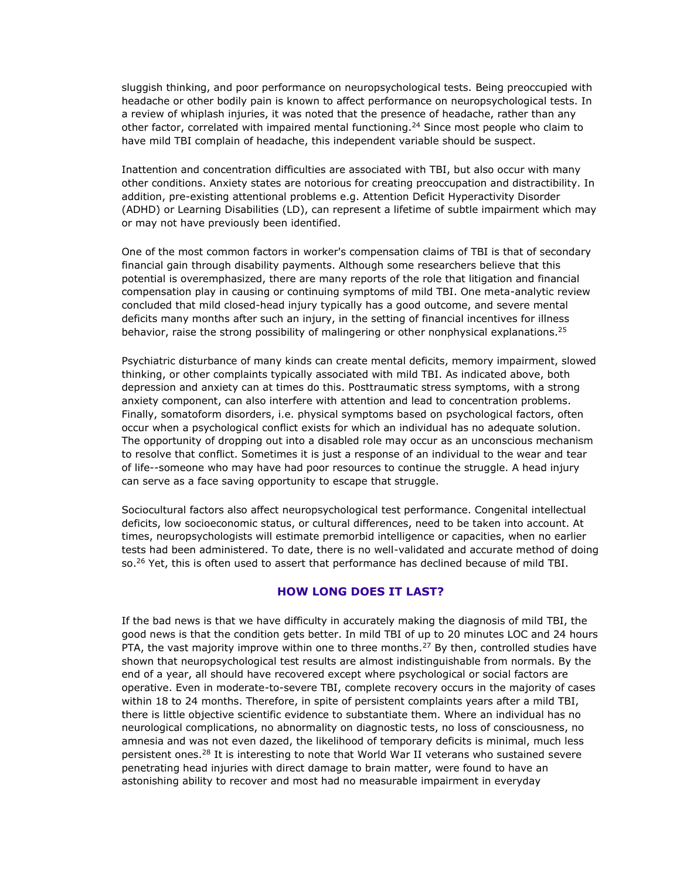sluggish thinking, and poor performance on neuropsychological tests. Being preoccupied with headache or other bodily pain is known to affect performance on neuropsychological tests. In a review of whiplash injuries, it was noted that the presence of headache, rather than any other factor, correlated with impaired mental functioning.[24] Since most people who claim to have mild TBI complain of headache, this independent variable should be suspect.

Inattention and concentration difficulties are associated with TBI, but also occur with many other conditions. Anxiety states are notorious for creating preoccupation and distractibility. In addition, pre-existing attentional problems e.g. Attention Deficit Hyperactivity Disorder (ADHD) or Learning Disabilities (LD), can represent a lifetime of subtle impairment which may or may not have previously been identified.

One of the most common factors in worker's compensation claims of TBI is that of secondary financial gain through disability payments. Although some researchers believe that this potential is overemphasized, there are many reports of the role that litigation and financial compensation play in causing or continuing symptoms of mild TBI. One meta-analytic review concluded that mild closed-head injury typically has a good outcome, and severe mental deficits many months after such an injury, in the setting of financial incentives for illness behavior, raise the strong possibility of malingering or other nonphysical explanations.[25]

Psychiatric disturbance of many kinds can create mental deficits, memory impairment, slowed thinking, or other complaints typically associated with mild TBI. As indicated above, both depression and anxiety can at times do this. Posttraumatic stress symptoms, with a strong anxiety component, can also interfere with attention and lead to concentration problems. Finally, somatoform disorders, i.e. physical symptoms based on psychological factors, often occur when a psychological conflict exists for which an individual has no adequate solution. The opportunity of dropping out into a disabled role may occur as an unconscious mechanism to resolve that conflict. Sometimes it is just a response of an individual to the wear and tear of life--someone who may have had poor resources to continue the struggle. A head injury can serve as a face saving opportunity to escape that struggle.

Sociocultural factors also affect neuropsychological test performance. Congenital intellectual deficits, low socioeconomic status, or cultural differences, need to be taken into account. At times, neuropsychologists will estimate premorbid intelligence or capacities, when no earlier tests had been administered. To date, there is no well-validated and accurate method of doing so.[26] Yet, this is often used to assert that performance has declined because of mild TBI.

## HOW LONG DOES IT LAST?

If the bad news is that we have difficulty in accurately making the diagnosis of mild TBI, the good news is that the condition gets better. In mild TBI of up to 20 minutes LOC and 24 hours PTA, the vast majority improve within one to three months.[27] By then, controlled studies have shown that neuropsychological test results are almost indistinguishable from normals. By the end of a year, all should have recovered except where psychological or social factors are operative. Even in moderate-to-severe TBI, complete recovery occurs in the majority of cases within 18 to 24 months. Therefore, in spite of persistent complaints years after a mild TBI, there is little objective scientific evidence to substantiate them. Where an individual has no neurological complications, no abnormality on diagnostic tests, no loss of consciousness, no amnesia and was not even dazed, the likelihood of temporary deficits is minimal, much less persistent ones.[28] It is interesting to note that World War II veterans who sustained severe penetrating head injuries with direct damage to brain matter, were found to have an astonishing ability to recover and most had no measurable impairment in everyday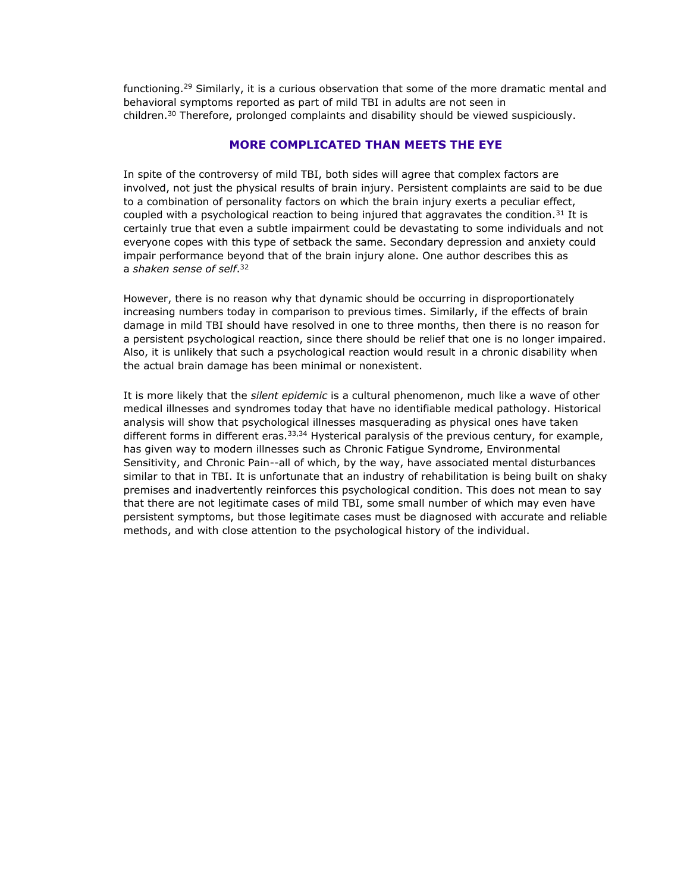functioning.[29] Similarly, it is a curious observation that some of the more dramatic mental and behavioral symptoms reported as part of mild TBI in adults are not seen in children.[30] Therefore, prolonged complaints and disability should be viewed suspiciously.

## MORE COMPLICATED THAN MEETS THE EYE

In spite of the controversy of mild TBI, both sides will agree that complex factors are involved, not just the physical results of brain injury. Persistent complaints are said to be due to a combination of personality factors on which the brain injury exerts a peculiar effect, coupled with a psychological reaction to being injured that aggravates the condition.[31] It is certainly true that even a subtle impairment could be devastating to some individuals and not everyone copes with this type of setback the same. Secondary depression and anxiety could impair performance beyond that of the brain injury alone. One author describes this as a *shaken sense of self*.[32]

However, there is no reason why that dynamic should be occurring in disproportionately increasing numbers today in comparison to previous times. Similarly, if the effects of brain damage in mild TBI should have resolved in one to three months, then there is no reason for a persistent psychological reaction, since there should be relief that one is no longer impaired. Also, it is unlikely that such a psychological reaction would result in a chronic disability when the actual brain damage has been minimal or nonexistent.

It is more likely that the *silent epidemic* is a cultural phenomenon, much like a wave of other medical illnesses and syndromes today that have no identifiable medical pathology. Historical analysis will show that psychological illnesses masquerading as physical ones have taken different forms in different eras.[33,34] Hysterical paralysis of the previous century, for example, has given way to modern illnesses such as Chronic Fatigue Syndrome, Environmental Sensitivity, and Chronic Pain--all of which, by the way, have associated mental disturbances similar to that in TBI. It is unfortunate that an industry of rehabilitation is being built on shaky premises and inadvertently reinforces this psychological condition. This does not mean to say that there are not legitimate cases of mild TBI, some small number of which may even have persistent symptoms, but those legitimate cases must be diagnosed with accurate and reliable methods, and with close attention to the psychological history of the individual.